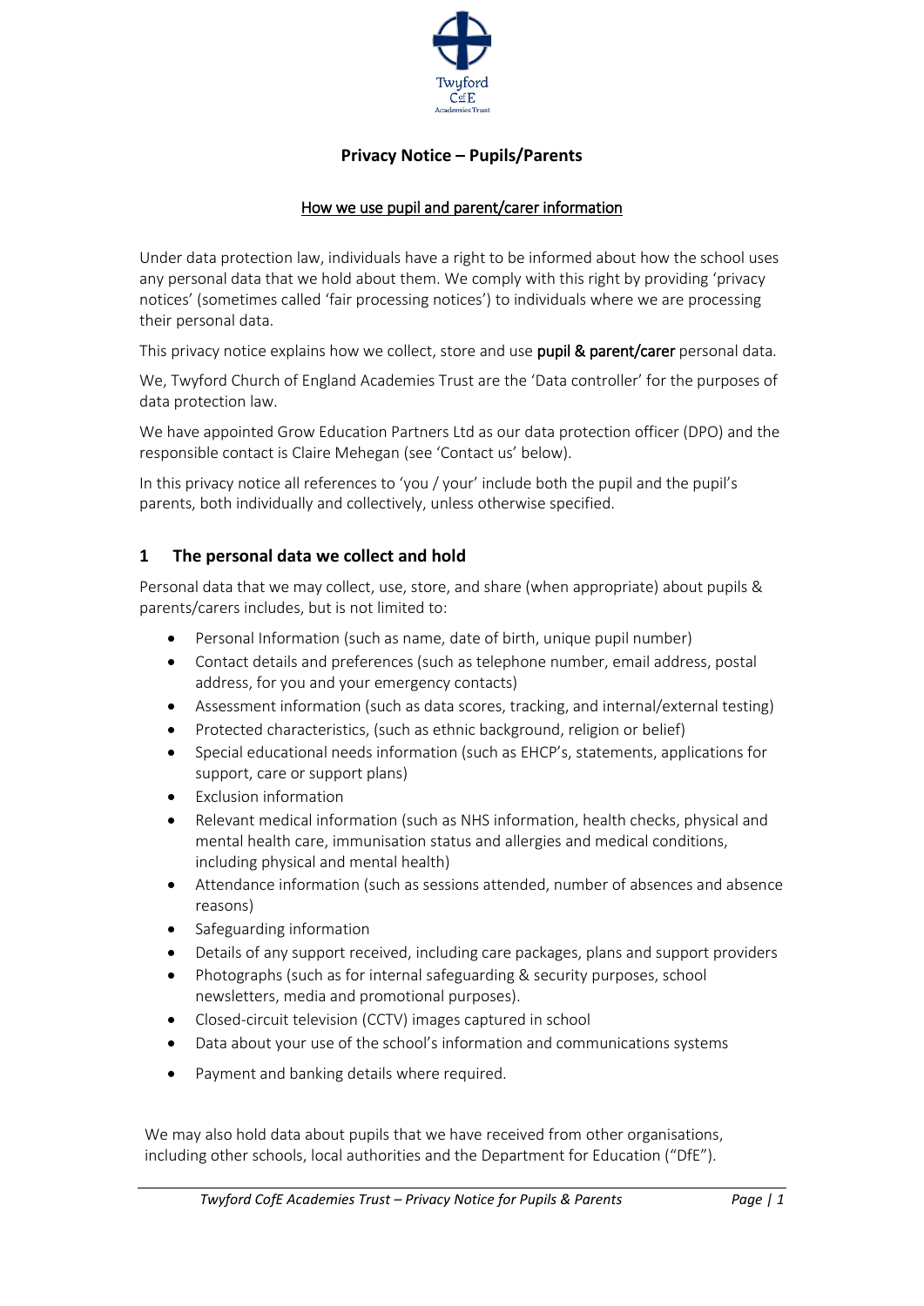# Privacy Notice – Pupils/Parents

## How we use pupil and parent/carer information

Under data protection law, individuals have a right to be informed about how the school uses any personal data that we hold about them. We comply with this right by providing 'privacy notices' (sometimes called 'fair processing notices') to individuals where we are processing their personal data.

This privacy notice explains how we collect, store and use **pupil & parent/carer** personal data.

We, Twyford Church of England Academies Trust are the 'Data controller' for the purposes of data protection law.

We have appointed Grow Education Partners Ltd as our data protection officer (DPO) and the responsible contact is Claire Mehegan (see 'Contact us' below).

In this privacy notice all references to 'you / your' include both the pupil and the pupil's parents, both individually and collectively, unless otherwise specified.

## 1 The personal data we collect and hold

Personal data that we may collect, use, store, and share (when appropriate) about pupils & parents/carers includes, but is not limited to:

- Personal Information (such as name, date of birth, unique pupil number)
- Contact details and preferences (such as telephone number, email address, postal address, for you and your emergency contacts)
- Assessment information (such as data scores, tracking, and internal/external testing)
- Protected characteristics, (such as ethnic background, religion or belief)
- Special educational needs information (such as EHCP's, statements, applications for support, care or support plans)
- Exclusion information
- Relevant medical information (such as NHS information, health checks, physical and mental health care, immunisation status and allergies and medical conditions, including physical and mental health)
- Attendance information (such as sessions attended, number of absences and absence reasons)
- Safeguarding information
- Details of any support received, including care packages, plans and support providers
- Photographs (such as for internal safeguarding & security purposes, school newsletters, media and promotional purposes).
- Closed-circuit television (CCTV) images captured in school
- Data about your use of the school's information and communications systems
- Payment and banking details where required.

We may also hold data about pupils that we have received from other organisations, including other schools, local authorities and the Department for Education ("DfE").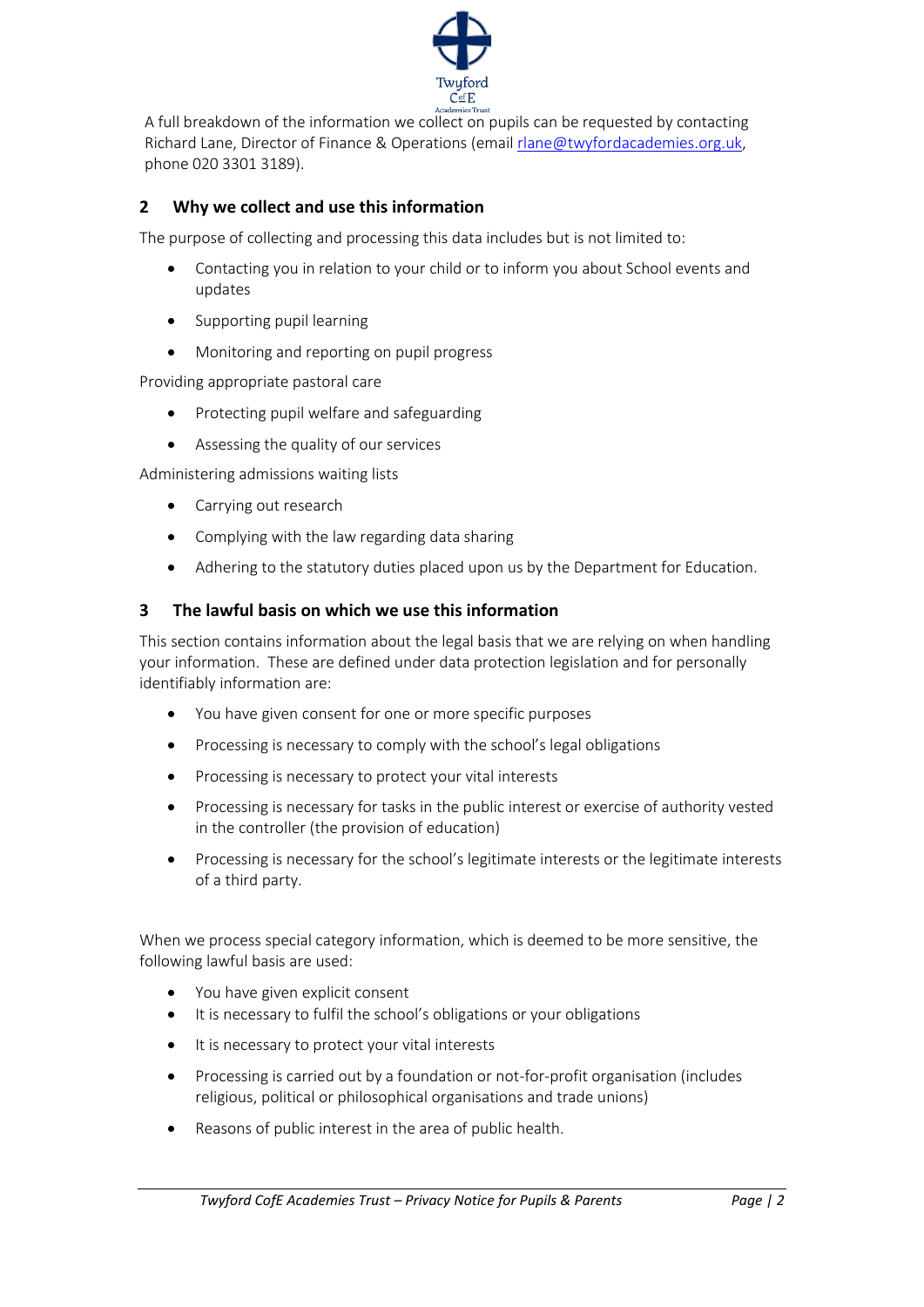A full breakdown of the information we collect on pupils can be requested by contacting Richard Lane, Director of Finance & Operations (email rlane@twyfordacademies.org.uk, phone 020 3301 3189).

## 2 Why we collect and use this information

The purpose of collecting and processing this data includes but is not limited to:

- Contacting you in relation to your child or to inform you about School events and updates
- Supporting pupil learning
- Monitoring and reporting on pupil progress

Providing appropriate pastoral care

- Protecting pupil welfare and safeguarding
- Assessing the quality of our services

Administering admissions waiting lists

- Carrying out research
- Complying with the law regarding data sharing
- Adhering to the statutory duties placed upon us by the Department for Education.

## 3 The lawful basis on which we use this information

This section contains information about the legal basis that we are relying on when handling your information. These are defined under data protection legislation and for personally identifiably information are:

- You have given consent for one or more specific purposes
- Processing is necessary to comply with the school's legal obligations
- Processing is necessary to protect your vital interests
- Processing is necessary for tasks in the public interest or exercise of authority vested in the controller (the provision of education)
- Processing is necessary for the school's legitimate interests or the legitimate interests of a third party.

When we process special category information, which is deemed to be more sensitive, the following lawful basis are used:

- You have given explicit consent
- It is necessary to fulfil the school's obligations or your obligations
- It is necessary to protect your vital interests
- Processing is carried out by a foundation or not-for-profit organisation (includes religious, political or philosophical organisations and trade unions)
- Reasons of public interest in the area of public health.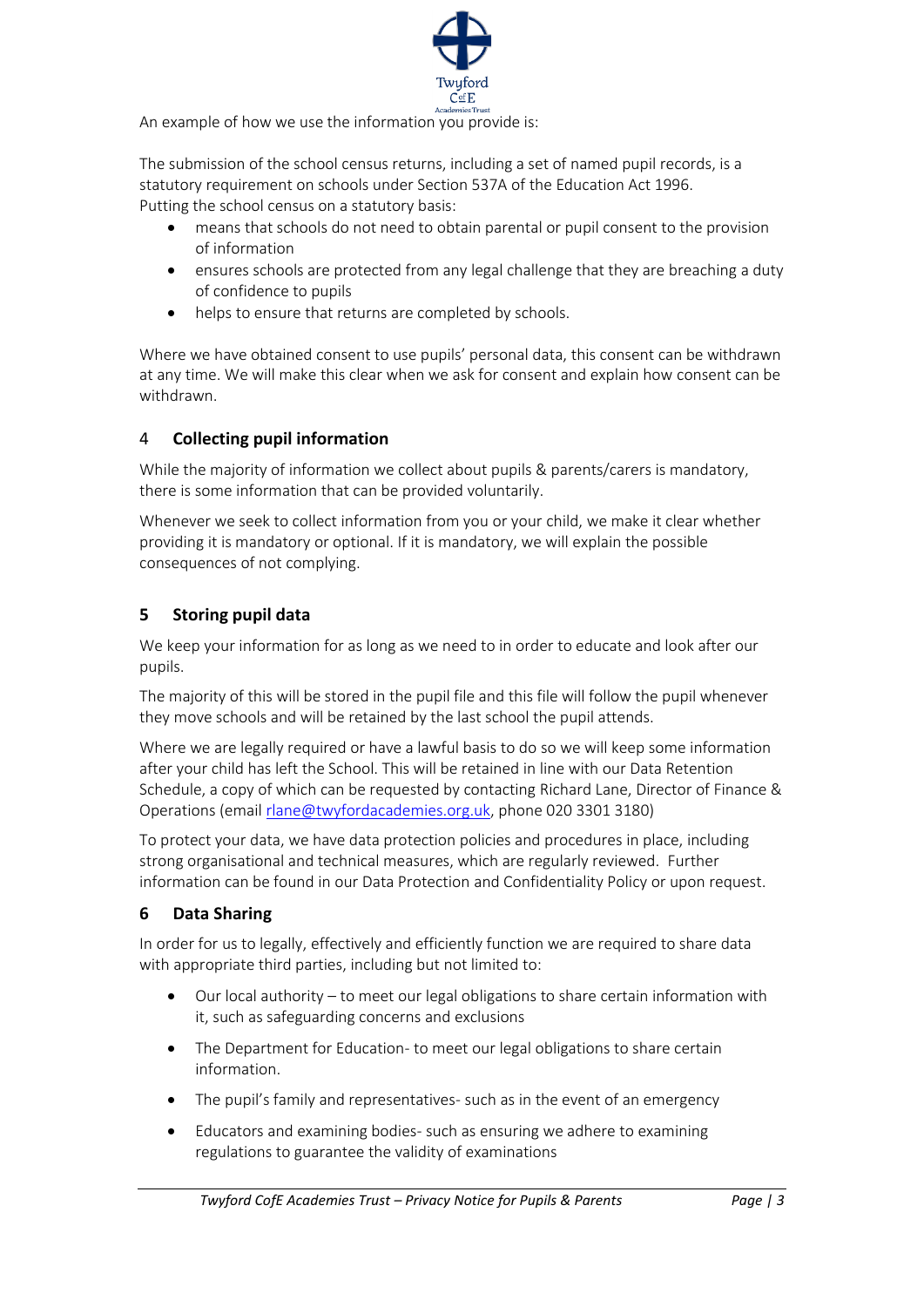An example of how we use the information you provide is:

The submission of the school census returns, including a set of named pupil records, is a statutory requirement on schools under Section 537A of the Education Act 1996. Putting the school census on a statutory basis:

- means that schools do not need to obtain parental or pupil consent to the provision of information
- ensures schools are protected from any legal challenge that they are breaching a duty of confidence to pupils
- helps to ensure that returns are completed by schools.

Where we have obtained consent to use pupils' personal data, this consent can be withdrawn at any time. We will make this clear when we ask for consent and explain how consent can be withdrawn.

## 4 Collecting pupil information

While the majority of information we collect about pupils & parents/carers is mandatory, there is some information that can be provided voluntarily.

Whenever we seek to collect information from you or your child, we make it clear whether providing it is mandatory or optional. If it is mandatory, we will explain the possible consequences of not complying.

## 5 Storing pupil data

We keep your information for as long as we need to in order to educate and look after our pupils.

The majority of this will be stored in the pupil file and this file will follow the pupil whenever they move schools and will be retained by the last school the pupil attends.

Where we are legally required or have a lawful basis to do so we will keep some information after your child has left the School. This will be retained in line with our Data Retention Schedule, a copy of which can be requested by contacting Richard Lane, Director of Finance & Operations (email rlane@twyfordacademies.org.uk, phone 020 3301 3180)

To protect your data, we have data protection policies and procedures in place, including strong organisational and technical measures, which are regularly reviewed. Further information can be found in our Data Protection and Confidentiality Policy or upon request.

## 6 Data Sharing

In order for us to legally, effectively and efficiently function we are required to share data with appropriate third parties, including but not limited to:

- Our local authority – to meet our legal obligations to share certain information with it, such as safeguarding concerns and exclusions
- The Department for Education- to meet our legal obligations to share certain information.
- The pupil's family and representatives- such as in the event of an emergency
- Educators and examining bodies- such as ensuring we adhere to examining regulations to guarantee the validity of examinations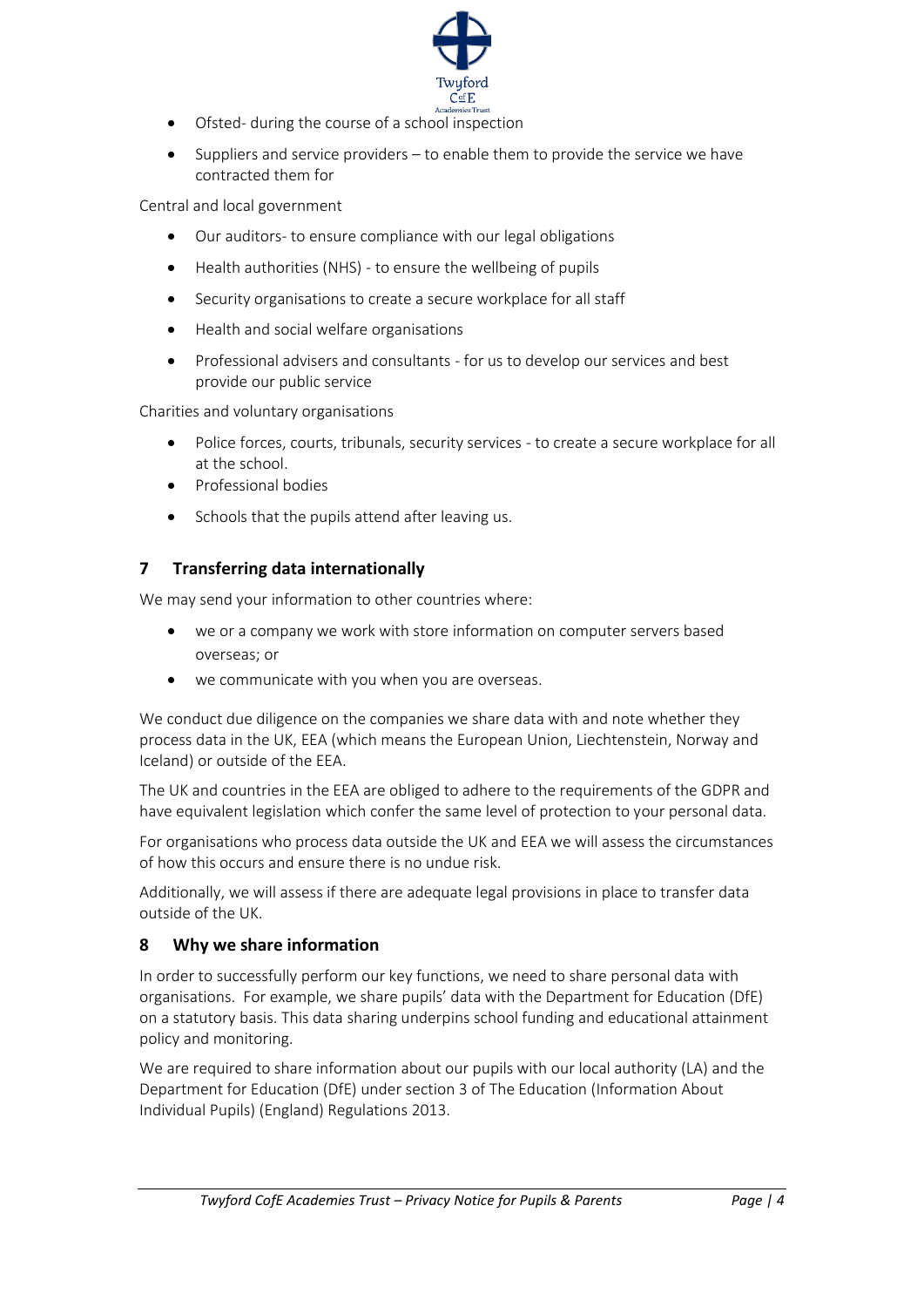- Ofsted- during the course of a school inspection
- Suppliers and service providers – to enable them to provide the service we have contracted them for

Central and local government

- Our auditors- to ensure compliance with our legal obligations
- Health authorities (NHS) - to ensure the wellbeing of pupils
- Security organisations to create a secure workplace for all staff
- Health and social welfare organisations
- Professional advisers and consultants - for us to develop our services and best provide our public service

Charities and voluntary organisations

- Police forces, courts, tribunals, security services - to create a secure workplace for all at the school.
- Professional bodies
- Schools that the pupils attend after leaving us.

## 7 Transferring data internationally

We may send your information to other countries where:

- we or a company we work with store information on computer servers based overseas; or
- we communicate with you when you are overseas.

We conduct due diligence on the companies we share data with and note whether they process data in the UK, EEA (which means the European Union, Liechtenstein, Norway and Iceland) or outside of the EEA.

The UK and countries in the EEA are obliged to adhere to the requirements of the GDPR and have equivalent legislation which confer the same level of protection to your personal data.

For organisations who process data outside the UK and EEA we will assess the circumstances of how this occurs and ensure there is no undue risk.

Additionally, we will assess if there are adequate legal provisions in place to transfer data outside of the UK.

## 8 Why we share information

In order to successfully perform our key functions, we need to share personal data with organisations. For example, we share pupils' data with the Department for Education (DfE) on a statutory basis. This data sharing underpins school funding and educational attainment policy and monitoring.

We are required to share information about our pupils with our local authority (LA) and the Department for Education (DfE) under section 3 of The Education (Information About Individual Pupils) (England) Regulations 2013.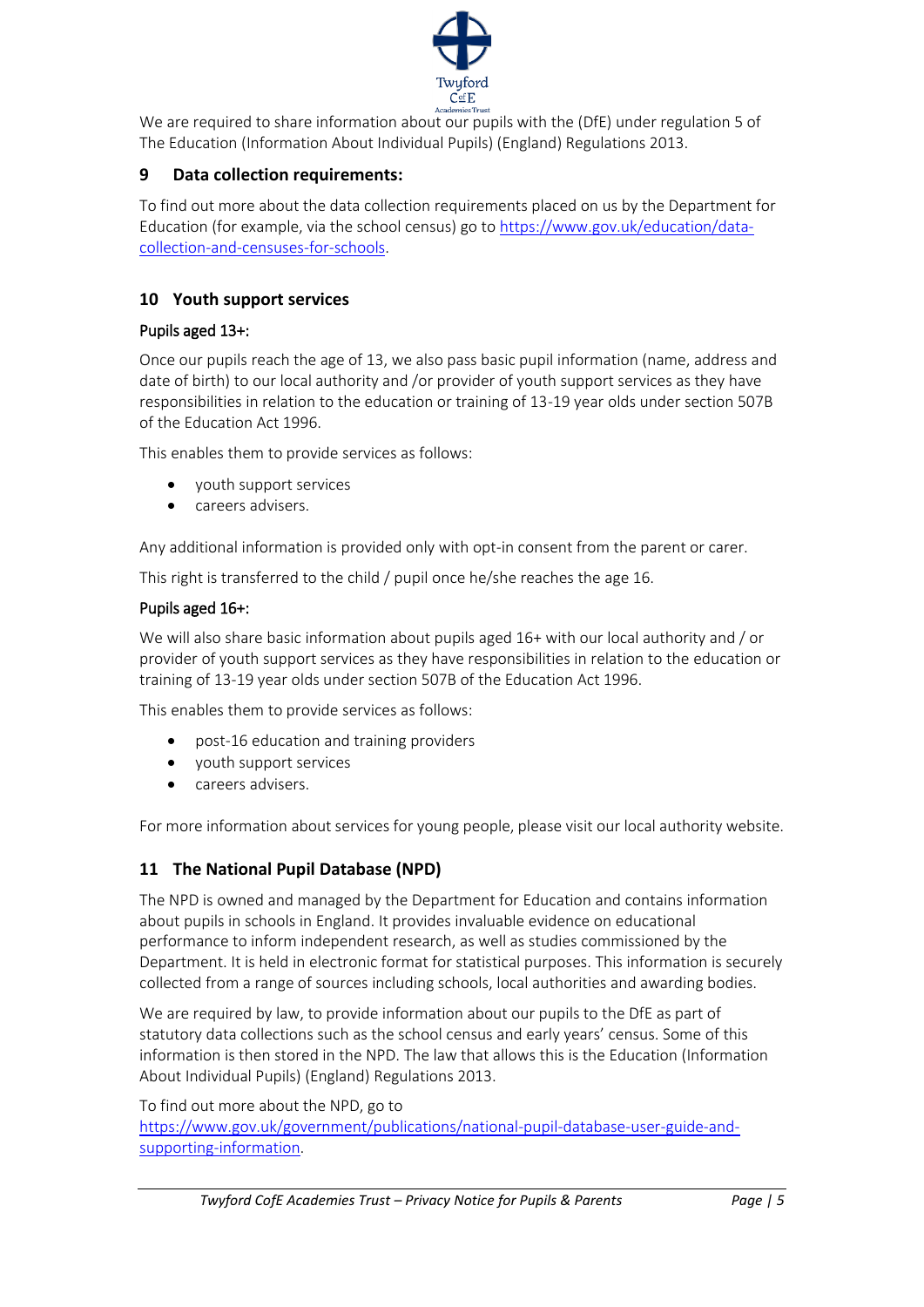We are required to share information about our pupils with the (DfE) under regulation 5 of The Education (Information About Individual Pupils) (England) Regulations 2013.

## 9 Data collection requirements:

To find out more about the data collection requirements placed on us by the Department for Education (for example, via the school census) go to [https://www.gov.uk/education/data-collection-and-censuses-for-schools](https://www.gov.uk/education/data-collection-and-censuses-for-schools).

## 10 Youth support services

### Pupils aged 13+:

Once our pupils reach the age of 13, we also pass basic pupil information (name, address and date of birth) to our local authority and /or provider of youth support services as they have responsibilities in relation to the education or training of 13-19 year olds under section 507B of the Education Act 1996.

This enables them to provide services as follows:

- youth support services
- careers advisers.

Any additional information is provided only with opt-in consent from the parent or carer.

This right is transferred to the child / pupil once he/she reaches the age 16.

### Pupils aged 16+:

We will also share basic information about pupils aged 16+ with our local authority and / or provider of youth support services as they have responsibilities in relation to the education or training of 13-19 year olds under section 507B of the Education Act 1996.

This enables them to provide services as follows:

- post-16 education and training providers
- youth support services
- careers advisers.

For more information about services for young people, please visit our local authority website.

## 11 The National Pupil Database (NPD)

The NPD is owned and managed by the Department for Education and contains information about pupils in schools in England. It provides invaluable evidence on educational performance to inform independent research, as well as studies commissioned by the Department. It is held in electronic format for statistical purposes. This information is securely collected from a range of sources including schools, local authorities and awarding bodies.

We are required by law, to provide information about our pupils to the DfE as part of statutory data collections such as the school census and early years' census. Some of this information is then stored in the NPD. The law that allows this is the Education (Information About Individual Pupils) (England) Regulations 2013.

To find out more about the NPD, go to [https://www.gov.uk/government/publications/national-pupil-database-user-guide-and-supporting-information](https://www.gov.uk/government/publications/national-pupil-database-user-guide-and-supporting-information).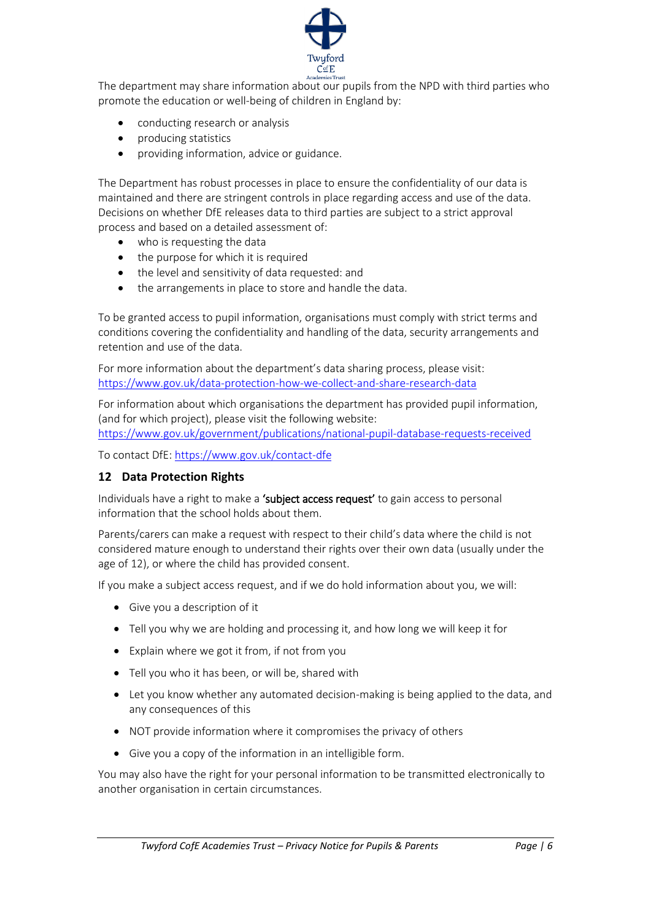The department may share information about our pupils from the NPD with third parties who promote the education or well-being of children in England by:

- conducting research or analysis
- producing statistics
- providing information, advice or guidance.

The Department has robust processes in place to ensure the confidentiality of our data is maintained and there are stringent controls in place regarding access and use of the data. Decisions on whether DfE releases data to third parties are subject to a strict approval process and based on a detailed assessment of:

- who is requesting the data
- the purpose for which it is required
- the level and sensitivity of data requested: and
- the arrangements in place to store and handle the data.

To be granted access to pupil information, organisations must comply with strict terms and conditions covering the confidentiality and handling of the data, security arrangements and retention and use of the data.

For more information about the department's data sharing process, please visit: https://www.gov.uk/data-protection-how-we-collect-and-share-research-data

For information about which organisations the department has provided pupil information, (and for which project), please visit the following website: https://www.gov.uk/government/publications/national-pupil-database-requests-received

To contact DfE: https://www.gov.uk/contact-dfe

## 12 Data Protection Rights

Individuals have a right to make a **'subject access request'** to gain access to personal information that the school holds about them.

Parents/carers can make a request with respect to their child's data where the child is not considered mature enough to understand their rights over their own data (usually under the age of 12), or where the child has provided consent.

If you make a subject access request, and if we do hold information about you, we will:

- Give you a description of it
- Tell you why we are holding and processing it, and how long we will keep it for
- Explain where we got it from, if not from you
- Tell you who it has been, or will be, shared with
- Let you know whether any automated decision-making is being applied to the data, and any consequences of this
- NOT provide information where it compromises the privacy of others
- Give you a copy of the information in an intelligible form.

You may also have the right for your personal information to be transmitted electronically to another organisation in certain circumstances.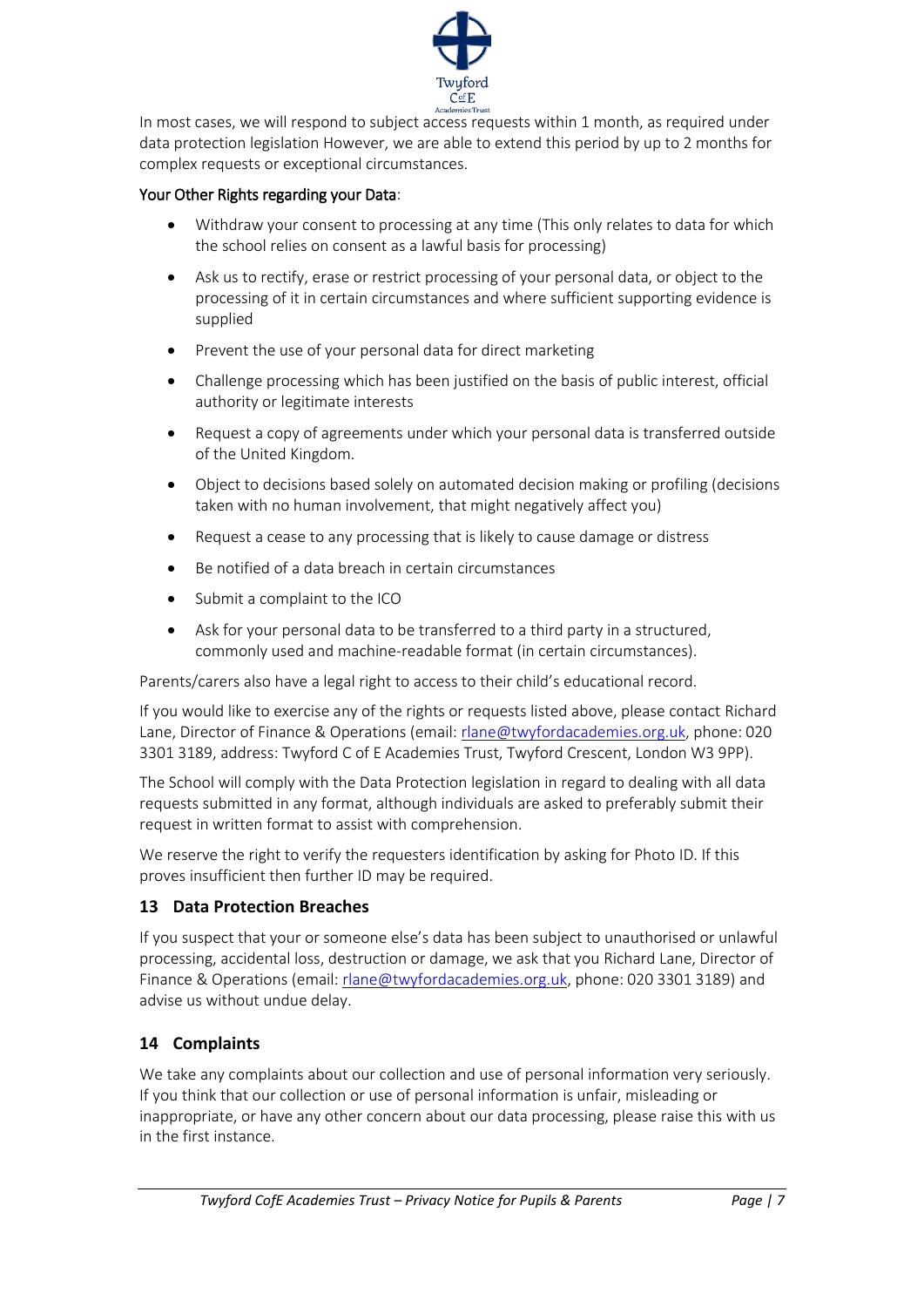In most cases, we will respond to subject access requests within 1 month, as required under data protection legislation However, we are able to extend this period by up to 2 months for complex requests or exceptional circumstances.

Your Other Rights regarding your Data:

- Withdraw your consent to processing at any time (This only relates to data for which the school relies on consent as a lawful basis for processing)
- Ask us to rectify, erase or restrict processing of your personal data, or object to the processing of it in certain circumstances and where sufficient supporting evidence is supplied
- Prevent the use of your personal data for direct marketing
- Challenge processing which has been justified on the basis of public interest, official authority or legitimate interests
- Request a copy of agreements under which your personal data is transferred outside of the United Kingdom.
- Object to decisions based solely on automated decision making or profiling (decisions taken with no human involvement, that might negatively affect you)
- Request a cease to any processing that is likely to cause damage or distress
- Be notified of a data breach in certain circumstances
- Submit a complaint to the ICO
- Ask for your personal data to be transferred to a third party in a structured, commonly used and machine-readable format (in certain circumstances).

Parents/carers also have a legal right to access to their child's educational record.

If you would like to exercise any of the rights or requests listed above, please contact Richard Lane, Director of Finance & Operations (email: rlane@twyfordacademies.org.uk, phone: 020 3301 3189, address: Twyford C of E Academies Trust, Twyford Crescent, London W3 9PP).

The School will comply with the Data Protection legislation in regard to dealing with all data requests submitted in any format, although individuals are asked to preferably submit their request in written format to assist with comprehension.

We reserve the right to verify the requesters identification by asking for Photo ID. If this proves insufficient then further ID may be required.

## 13 Data Protection Breaches

If you suspect that your or someone else's data has been subject to unauthorised or unlawful processing, accidental loss, destruction or damage, we ask that you Richard Lane, Director of Finance & Operations (email: rlane@twyfordacademies.org.uk, phone: 020 3301 3189) and advise us without undue delay.

## 14 Complaints

We take any complaints about our collection and use of personal information very seriously. If you think that our collection or use of personal information is unfair, misleading or inappropriate, or have any other concern about our data processing, please raise this with us in the first instance.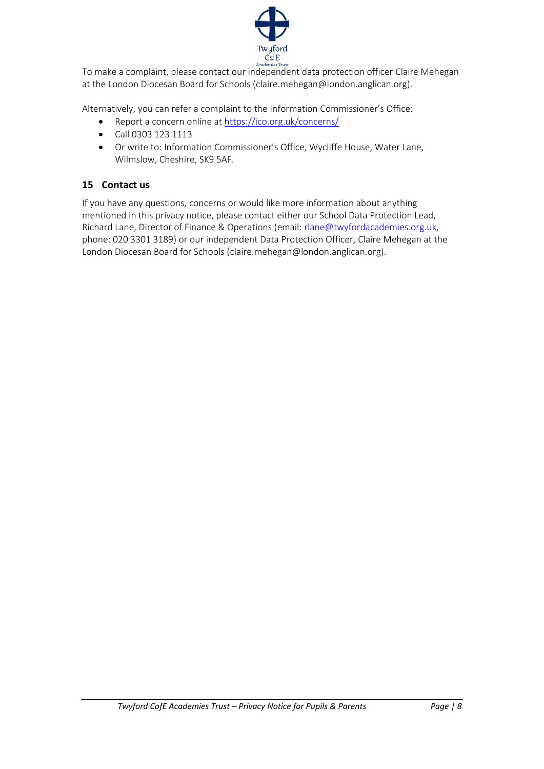To make a complaint, please contact our independent data protection officer Claire Mehegan at the London Diocesan Board for Schools (claire.mehegan@london.anglican.org).

Alternatively, you can refer a complaint to the Information Commissioner's Office:

- Report a concern online at https://ico.org.uk/concerns/
- Call 0303 123 1113
- Or write to: Information Commissioner's Office, Wycliffe House, Water Lane, Wilmslow, Cheshire, SK9 5AF.

## 15 Contact us

If you have any questions, concerns or would like more information about anything mentioned in this privacy notice, please contact either our School Data Protection Lead, Richard Lane, Director of Finance & Operations (email: rlane@twyfordacademies.org.uk, phone: 020 3301 3189) or our independent Data Protection Officer, Claire Mehegan at the London Diocesan Board for Schools (claire.mehegan@london.anglican.org).